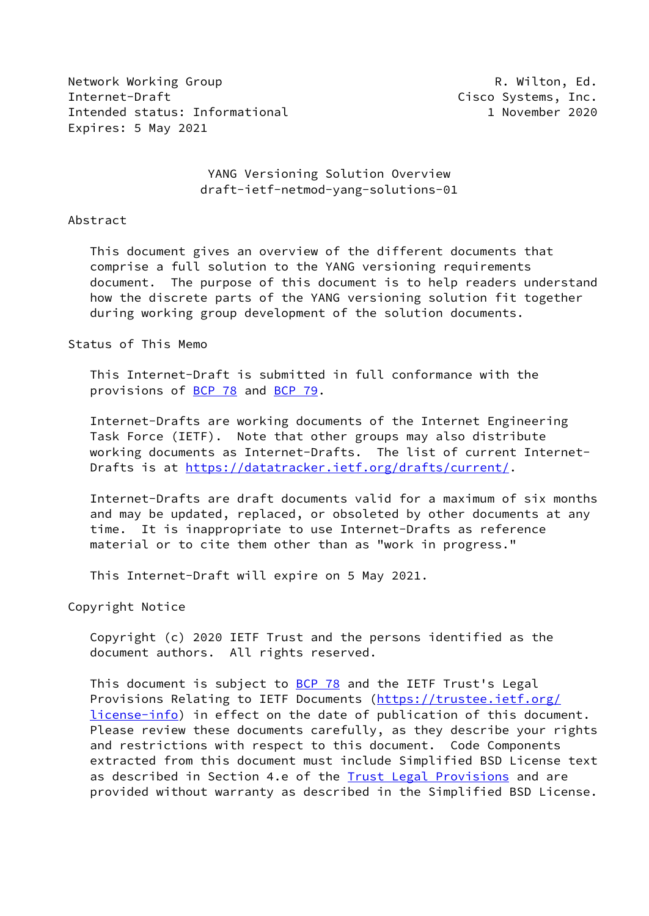Network Working Group R. Wilton, Ed.
Internet-Draft Cisco Systems, Inc.
Intended status: Informational 1 November 2020
Expires: 5 May 2021

# YANG Versioning Solution Overview
draft-ietf-netmod-yang-solutions-01

## Abstract

This document gives an overview of the different documents that comprise a full solution to the YANG versioning requirements document. The purpose of this document is to help readers understand how the discrete parts of the YANG versioning solution fit together during working group development of the solution documents.

## Status of This Memo

This Internet-Draft is submitted in full conformance with the provisions of BCP 78 and BCP 79.

Internet-Drafts are working documents of the Internet Engineering Task Force (IETF). Note that other groups may also distribute working documents as Internet-Drafts. The list of current Internet-Drafts is at https://datatracker.ietf.org/drafts/current/.

Internet-Drafts are draft documents valid for a maximum of six months and may be updated, replaced, or obsoleted by other documents at any time. It is inappropriate to use Internet-Drafts as reference material or to cite them other than as "work in progress."

This Internet-Draft will expire on 5 May 2021.

## Copyright Notice

Copyright (c) 2020 IETF Trust and the persons identified as the document authors. All rights reserved.

This document is subject to BCP 78 and the IETF Trust's Legal Provisions Relating to IETF Documents (https://trustee.ietf.org/license-info) in effect on the date of publication of this document. Please review these documents carefully, as they describe your rights and restrictions with respect to this document. Code Components extracted from this document must include Simplified BSD License text as described in Section 4.e of the Trust Legal Provisions and are provided without warranty as described in the Simplified BSD License.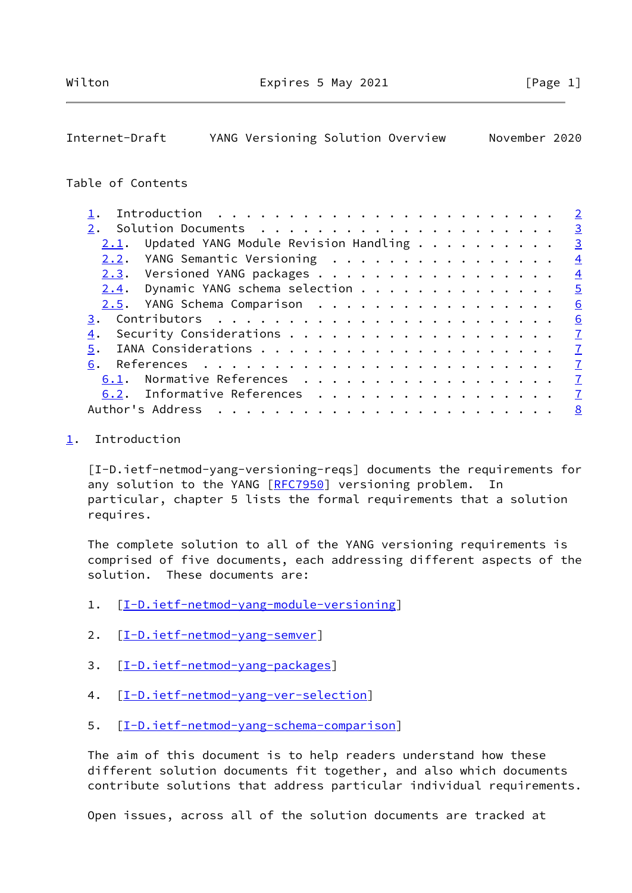Table of Contents

1. Introduction . . . . . . . . . . . . . . . . . . . . . . . . 2
2. Solution Documents . . . . . . . . . . . . . . . . . . . . . 3
   2.1. Updated YANG Module Revision Handling . . . . . . . . . . 3
   2.2. YANG Semantic Versioning . . . . . . . . . . . . . . . . 4
   2.3. Versioned YANG packages . . . . . . . . . . . . . . . . . 4
   2.4. Dynamic YANG schema selection . . . . . . . . . . . . . . 5
   2.5. YANG Schema Comparison . . . . . . . . . . . . . . . . . 6
3. Contributors . . . . . . . . . . . . . . . . . . . . . . . . 6
4. Security Considerations . . . . . . . . . . . . . . . . . . . 7
5. IANA Considerations . . . . . . . . . . . . . . . . . . . . . 7
6. References . . . . . . . . . . . . . . . . . . . . . . . . . 7
   6.1. Normative References . . . . . . . . . . . . . . . . . . 7
   6.2. Informative References . . . . . . . . . . . . . . . . . 7
Author's Address . . . . . . . . . . . . . . . . . . . . . . . . 8

## 1. Introduction

[I-D.ietf-netmod-yang-versioning-reqs] documents the requirements for any solution to the YANG [RFC7950] versioning problem. In particular, chapter 5 lists the formal requirements that a solution requires.

The complete solution to all of the YANG versioning requirements is comprised of five documents, each addressing different aspects of the solution. These documents are:

1. [I-D.ietf-netmod-yang-module-versioning]

2. [I-D.ietf-netmod-yang-semver]

3. [I-D.ietf-netmod-yang-packages]

4. [I-D.ietf-netmod-yang-ver-selection]

5. [I-D.ietf-netmod-yang-schema-comparison]

The aim of this document is to help readers understand how these different solution documents fit together, and also which documents contribute solutions that address particular individual requirements.

Open issues, across all of the solution documents are tracked at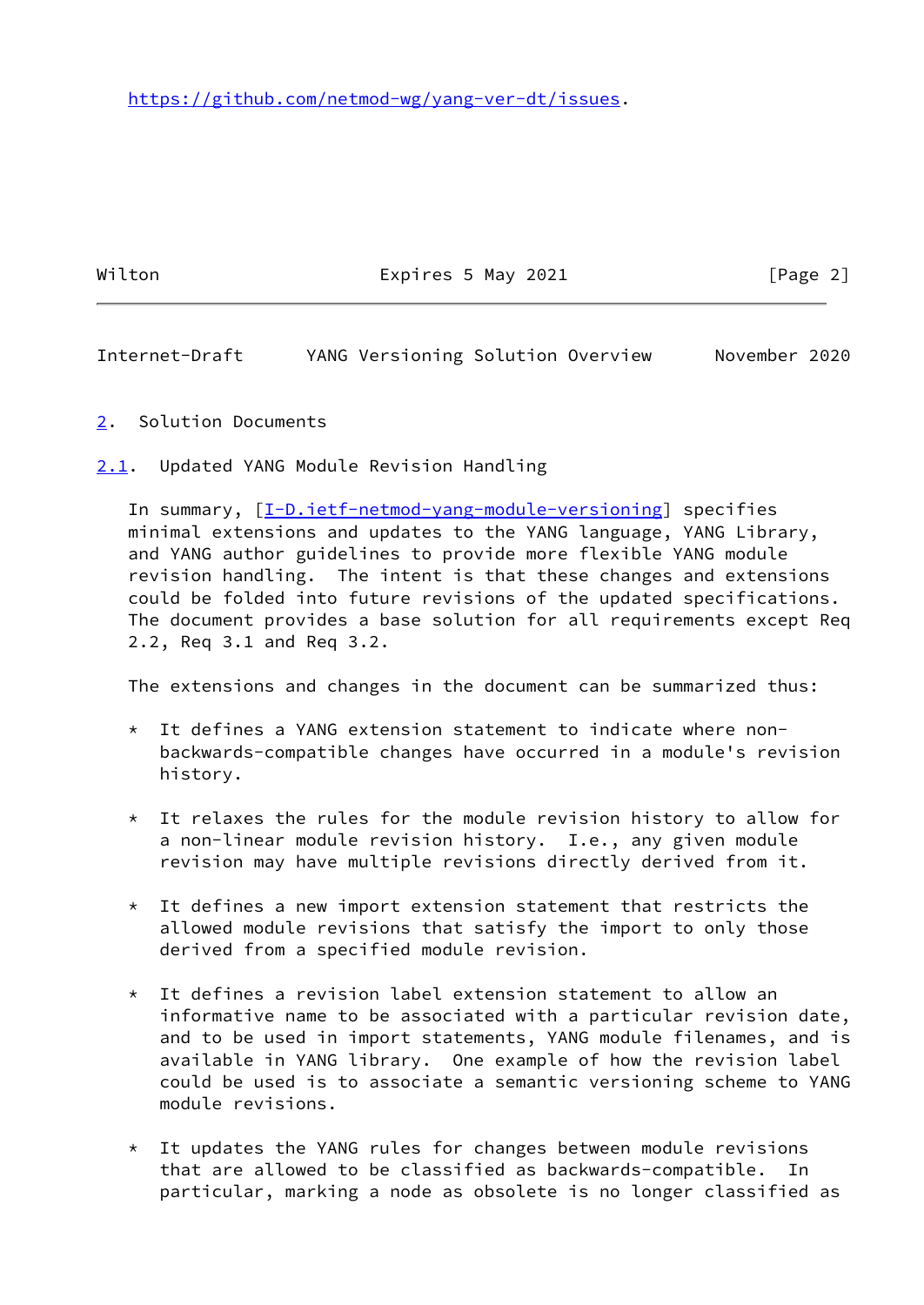https://github.com/netmod-wg/yang-ver-dt/issues.

## 2. Solution Documents

### 2.1. Updated YANG Module Revision Handling

In summary, [I-D.ietf-netmod-yang-module-versioning] specifies minimal extensions and updates to the YANG language, YANG Library, and YANG author guidelines to provide more flexible YANG module revision handling. The intent is that these changes and extensions could be folded into future revisions of the updated specifications. The document provides a base solution for all requirements except Req 2.2, Req 3.1 and Req 3.2.

The extensions and changes in the document can be summarized thus:

* It defines a YANG extension statement to indicate where non-backwards-compatible changes have occurred in a module's revision history.

* It relaxes the rules for the module revision history to allow for a non-linear module revision history. I.e., any given module revision may have multiple revisions directly derived from it.

* It defines a new import extension statement that restricts the allowed module revisions that satisfy the import to only those derived from a specified module revision.

* It defines a revision label extension statement to allow an informative name to be associated with a particular revision date, and to be used in import statements, YANG module filenames, and is available in YANG library. One example of how the revision label could be used is to associate a semantic versioning scheme to YANG module revisions.

* It updates the YANG rules for changes between module revisions that are allowed to be classified as backwards-compatible. In particular, marking a node as obsolete is no longer classified as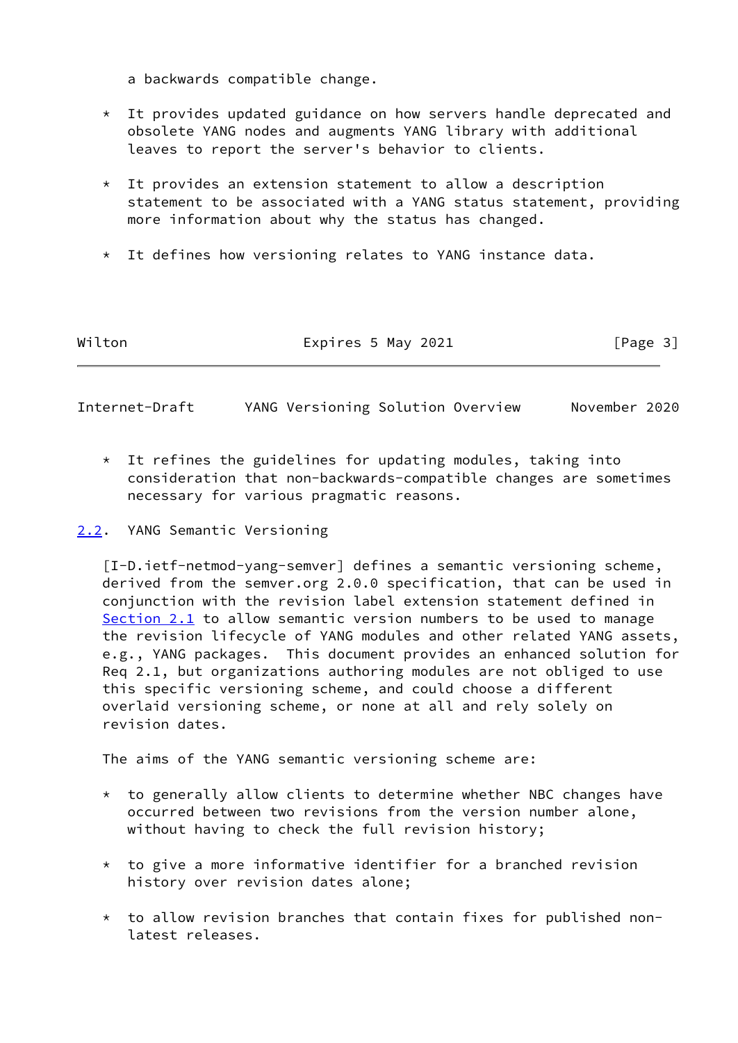a backwards compatible change.

* It provides updated guidance on how servers handle deprecated and obsolete YANG nodes and augments YANG library with additional leaves to report the server's behavior to clients.

* It provides an extension statement to allow a description statement to be associated with a YANG status statement, providing more information about why the status has changed.

* It defines how versioning relates to YANG instance data.

* It refines the guidelines for updating modules, taking into consideration that non-backwards-compatible changes are sometimes necessary for various pragmatic reasons.

## 2.2. YANG Semantic Versioning

[I-D.ietf-netmod-yang-semver] defines a semantic versioning scheme, derived from the semver.org 2.0.0 specification, that can be used in conjunction with the revision label extension statement defined in Section 2.1 to allow semantic version numbers to be used to manage the revision lifecycle of YANG modules and other related YANG assets, e.g., YANG packages. This document provides an enhanced solution for Req 2.1, but organizations authoring modules are not obliged to use this specific versioning scheme, and could choose a different overlaid versioning scheme, or none at all and rely solely on revision dates.

The aims of the YANG semantic versioning scheme are:

* to generally allow clients to determine whether NBC changes have occurred between two revisions from the version number alone, without having to check the full revision history;

* to give a more informative identifier for a branched revision history over revision dates alone;

* to allow revision branches that contain fixes for published non-latest releases.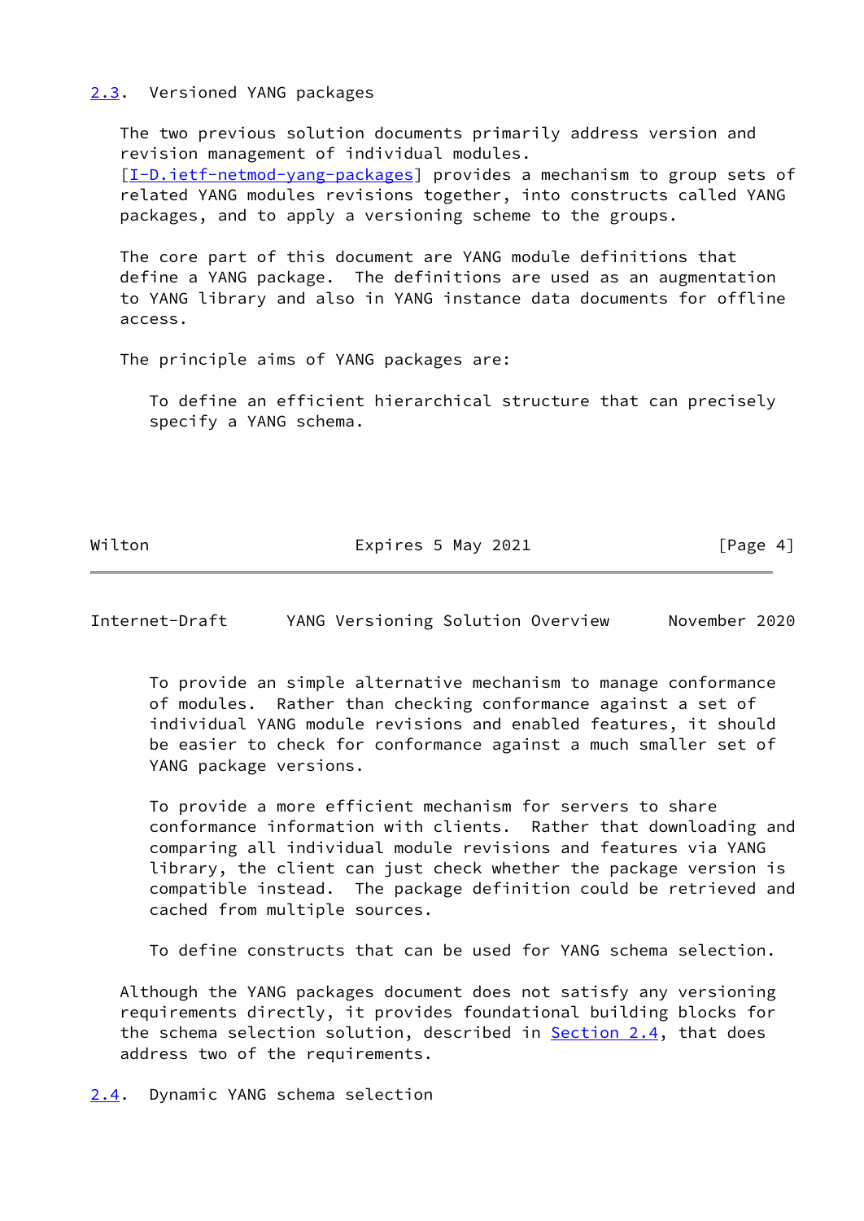## 2.3. Versioned YANG packages

The two previous solution documents primarily address version and revision management of individual modules. [I-D.ietf-netmod-yang-packages] provides a mechanism to group sets of related YANG modules revisions together, into constructs called YANG packages, and to apply a versioning scheme to the groups.

The core part of this document are YANG module definitions that define a YANG package. The definitions are used as an augmentation to YANG library and also in YANG instance data documents for offline access.

The principle aims of YANG packages are:

To define an efficient hierarchical structure that can precisely specify a YANG schema.

To provide an simple alternative mechanism to manage conformance of modules. Rather than checking conformance against a set of individual YANG module revisions and enabled features, it should be easier to check for conformance against a much smaller set of YANG package versions.

To provide a more efficient mechanism for servers to share conformance information with clients. Rather that downloading and comparing all individual module revisions and features via YANG library, the client can just check whether the package version is compatible instead. The package definition could be retrieved and cached from multiple sources.

To define constructs that can be used for YANG schema selection.

Although the YANG packages document does not satisfy any versioning requirements directly, it provides foundational building blocks for the schema selection solution, described in Section 2.4, that does address two of the requirements.

## 2.4. Dynamic YANG schema selection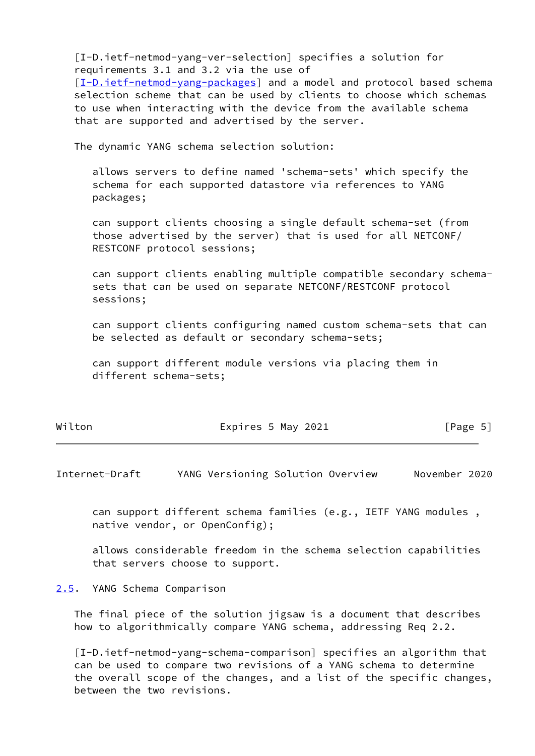[I-D.ietf-netmod-yang-ver-selection] specifies a solution for requirements 3.1 and 3.2 via the use of [I-D.ietf-netmod-yang-packages] and a model and protocol based schema selection scheme that can be used by clients to choose which schemas to use when interacting with the device from the available schema that are supported and advertised by the server.

The dynamic YANG schema selection solution:

- allows servers to define named 'schema-sets' which specify the schema for each supported datastore via references to YANG packages;

- can support clients choosing a single default schema-set (from those advertised by the server) that is used for all NETCONF/RESTCONF protocol sessions;

- can support clients enabling multiple compatible secondary schema-sets that can be used on separate NETCONF/RESTCONF protocol sessions;

- can support clients configuring named custom schema-sets that can be selected as default or secondary schema-sets;

- can support different module versions via placing them in different schema-sets;

- can support different schema families (e.g., IETF YANG modules , native vendor, or OpenConfig);

- allows considerable freedom in the schema selection capabilities that servers choose to support.

## 2.5. YANG Schema Comparison

The final piece of the solution jigsaw is a document that describes how to algorithmically compare YANG schema, addressing Req 2.2.

[I-D.ietf-netmod-yang-schema-comparison] specifies an algorithm that can be used to compare two revisions of a YANG schema to determine the overall scope of the changes, and a list of the specific changes, between the two revisions.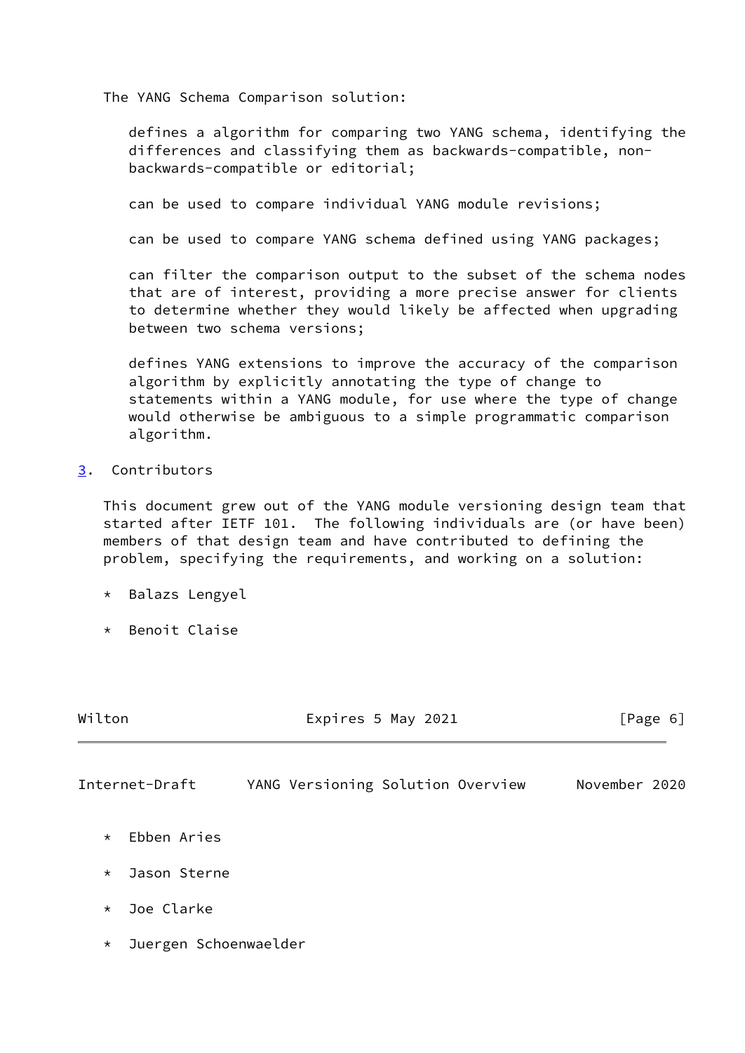The YANG Schema Comparison solution:

defines a algorithm for comparing two YANG schema, identifying the differences and classifying them as backwards-compatible, non-backwards-compatible or editorial;

can be used to compare individual YANG module revisions;

can be used to compare YANG schema defined using YANG packages;

can filter the comparison output to the subset of the schema nodes that are of interest, providing a more precise answer for clients to determine whether they would likely be affected when upgrading between two schema versions;

defines YANG extensions to improve the accuracy of the comparison algorithm by explicitly annotating the type of change to statements within a YANG module, for use where the type of change would otherwise be ambiguous to a simple programmatic comparison algorithm.

## 3. Contributors

This document grew out of the YANG module versioning design team that started after IETF 101. The following individuals are (or have been) members of that design team and have contributed to defining the problem, specifying the requirements, and working on a solution:

* Balazs Lengyel

* Benoit Claise

* Ebben Aries

* Jason Sterne

* Joe Clarke

* Juergen Schoenwaelder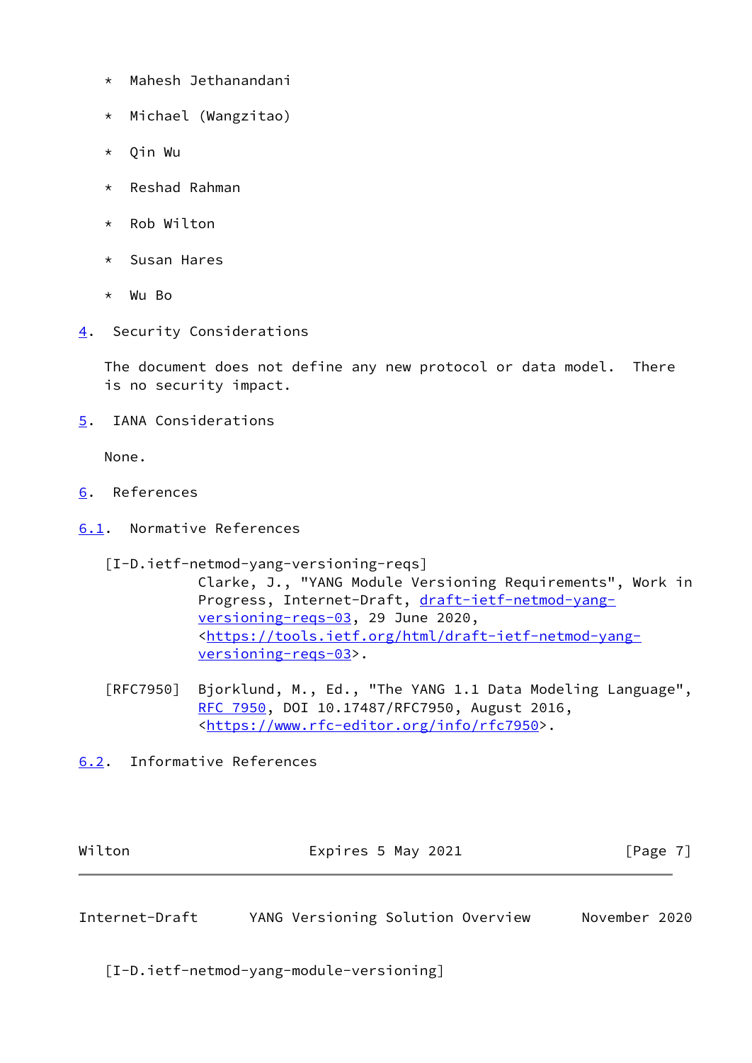* Mahesh Jethanandani

* Michael (Wangzitao)

* Qin Wu

* Reshad Rahman

* Rob Wilton

* Susan Hares

* Wu Bo

## 4. Security Considerations

The document does not define any new protocol or data model. There is no security impact.

## 5. IANA Considerations

None.

## 6. References

### 6.1. Normative References

[I-D.ietf-netmod-yang-versioning-reqs]
Clarke, J., "YANG Module Versioning Requirements", Work in Progress, Internet-Draft, draft-ietf-netmod-yang-versioning-reqs-03, 29 June 2020, <https://tools.ietf.org/html/draft-ietf-netmod-yang-versioning-reqs-03>.

[RFC7950] Bjorklund, M., Ed., "The YANG 1.1 Data Modeling Language", RFC 7950, DOI 10.17487/RFC7950, August 2016, <https://www.rfc-editor.org/info/rfc7950>.

### 6.2. Informative References

[I-D.ietf-netmod-yang-module-versioning]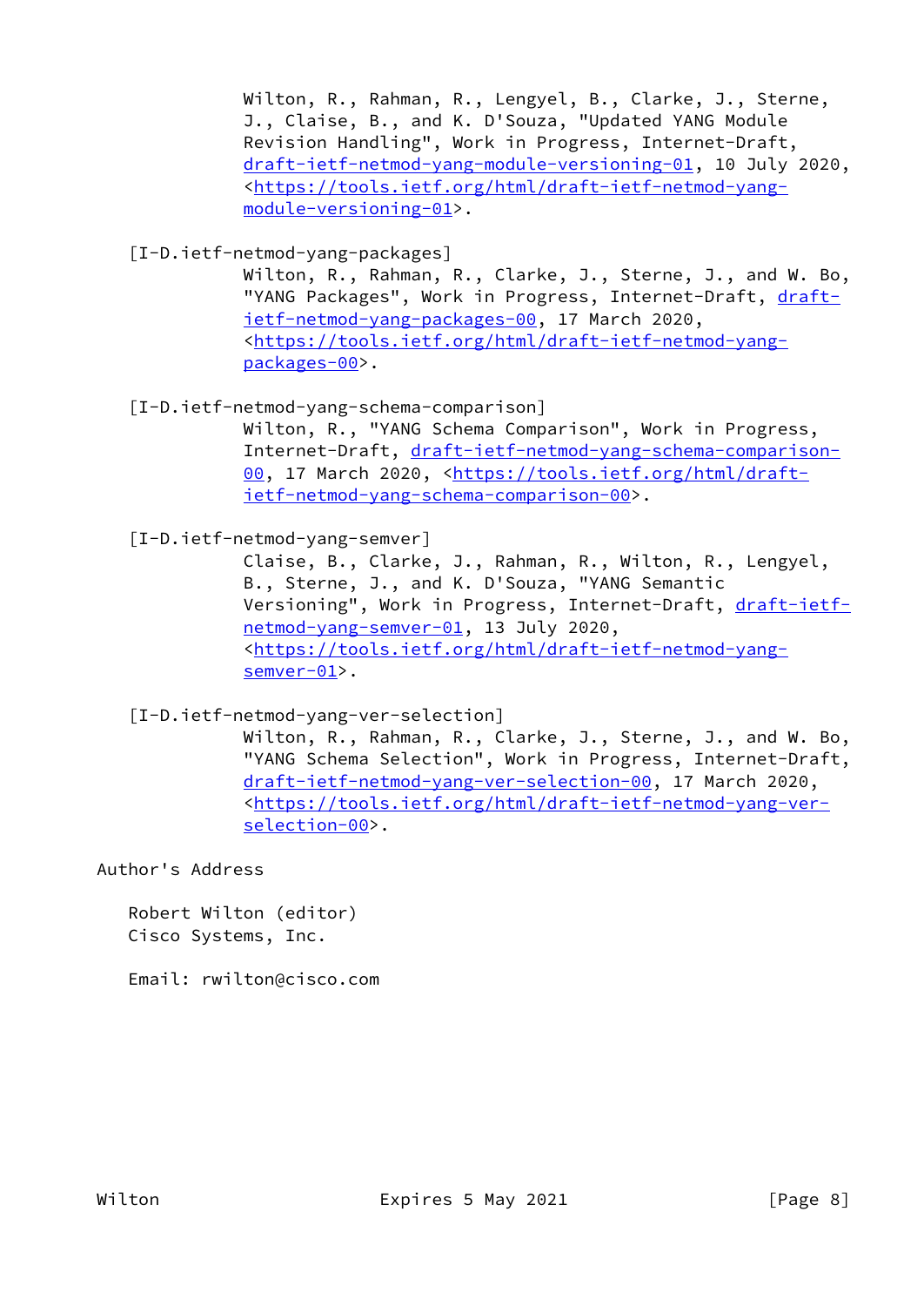Wilton, R., Rahman, R., Lengyel, B., Clarke, J., Sterne, J., Claise, B., and K. D'Souza, "Updated YANG Module Revision Handling", Work in Progress, Internet-Draft, draft-ietf-netmod-yang-module-versioning-01, 10 July 2020, <https://tools.ietf.org/html/draft-ietf-netmod-yang-module-versioning-01>.

[I-D.ietf-netmod-yang-packages]
Wilton, R., Rahman, R., Clarke, J., Sterne, J., and W. Bo, "YANG Packages", Work in Progress, Internet-Draft, draft-ietf-netmod-yang-packages-00, 17 March 2020, <https://tools.ietf.org/html/draft-ietf-netmod-yang-packages-00>.

[I-D.ietf-netmod-yang-schema-comparison]
Wilton, R., "YANG Schema Comparison", Work in Progress, Internet-Draft, draft-ietf-netmod-yang-schema-comparison-00, 17 March 2020, <https://tools.ietf.org/html/draft-ietf-netmod-yang-schema-comparison-00>.

[I-D.ietf-netmod-yang-semver]
Claise, B., Clarke, J., Rahman, R., Wilton, R., Lengyel, B., Sterne, J., and K. D'Souza, "YANG Semantic Versioning", Work in Progress, Internet-Draft, draft-ietf-netmod-yang-semver-01, 13 July 2020, <https://tools.ietf.org/html/draft-ietf-netmod-yang-semver-01>.

[I-D.ietf-netmod-yang-ver-selection]
Wilton, R., Rahman, R., Clarke, J., Sterne, J., and W. Bo, "YANG Schema Selection", Work in Progress, Internet-Draft, draft-ietf-netmod-yang-ver-selection-00, 17 March 2020, <https://tools.ietf.org/html/draft-ietf-netmod-yang-ver-selection-00>.

## Author's Address

Robert Wilton (editor)
Cisco Systems, Inc.

Email: rwilton@cisco.com